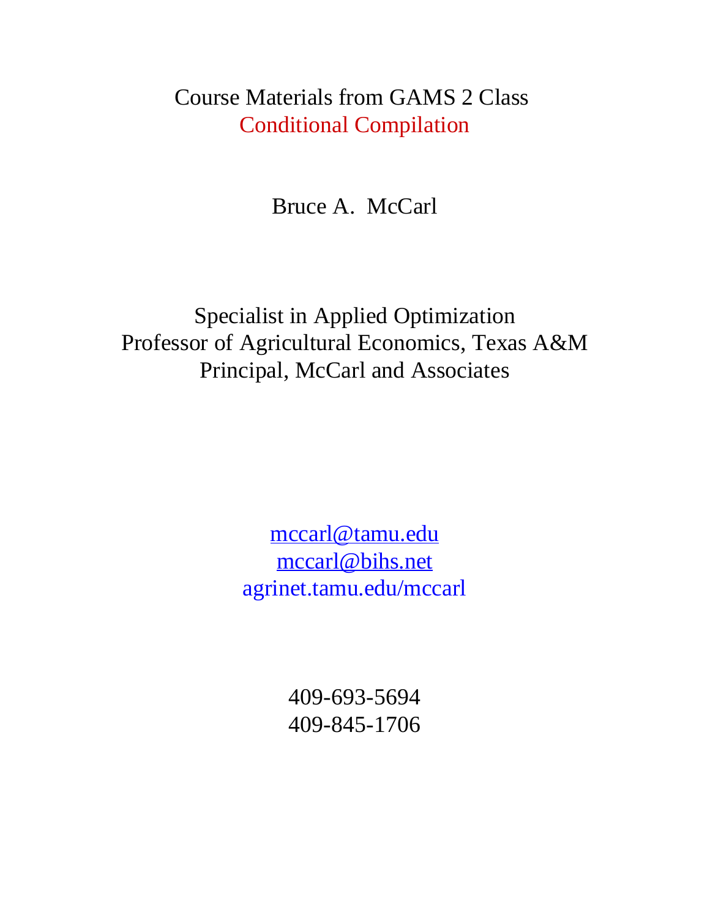# Course Materials from GAMS 2 Class
## Conditional Compilation

Bruce A. McCarl

Specialist in Applied Optimization
Professor of Agricultural Economics, Texas A&M
Principal, McCarl and Associates

[mccarl@tamu.edu](mailto:mccarl@tamu.edu)
[mccarl@bihs.net](mailto:mccarl@bihs.net)
agrinet.tamu.edu/mccarl

409-693-5694
409-845-1706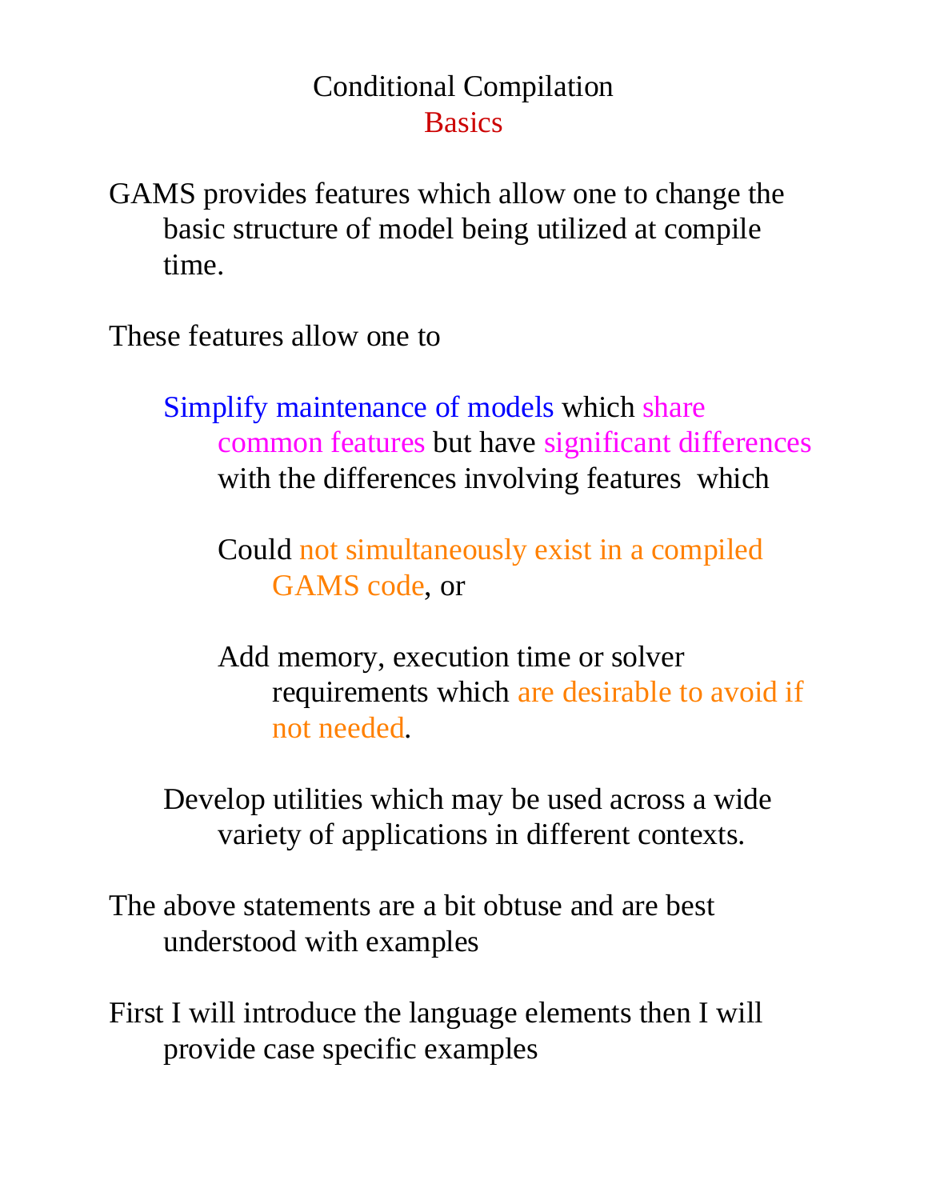# Conditional Compilation
## Basics

GAMS provides features which allow one to change the basic structure of model being utilized at compile time.

These features allow one to

- Simplify maintenance of models which share common features but have significant differences with the differences involving features which
  - Could not simultaneously exist in a compiled GAMS code, or
  - Add memory, execution time or solver requirements which are desirable to avoid if not needed.
- Develop utilities which may be used across a wide variety of applications in different contexts.

The above statements are a bit obtuse and are best understood with examples

First I will introduce the language elements then I will provide case specific examples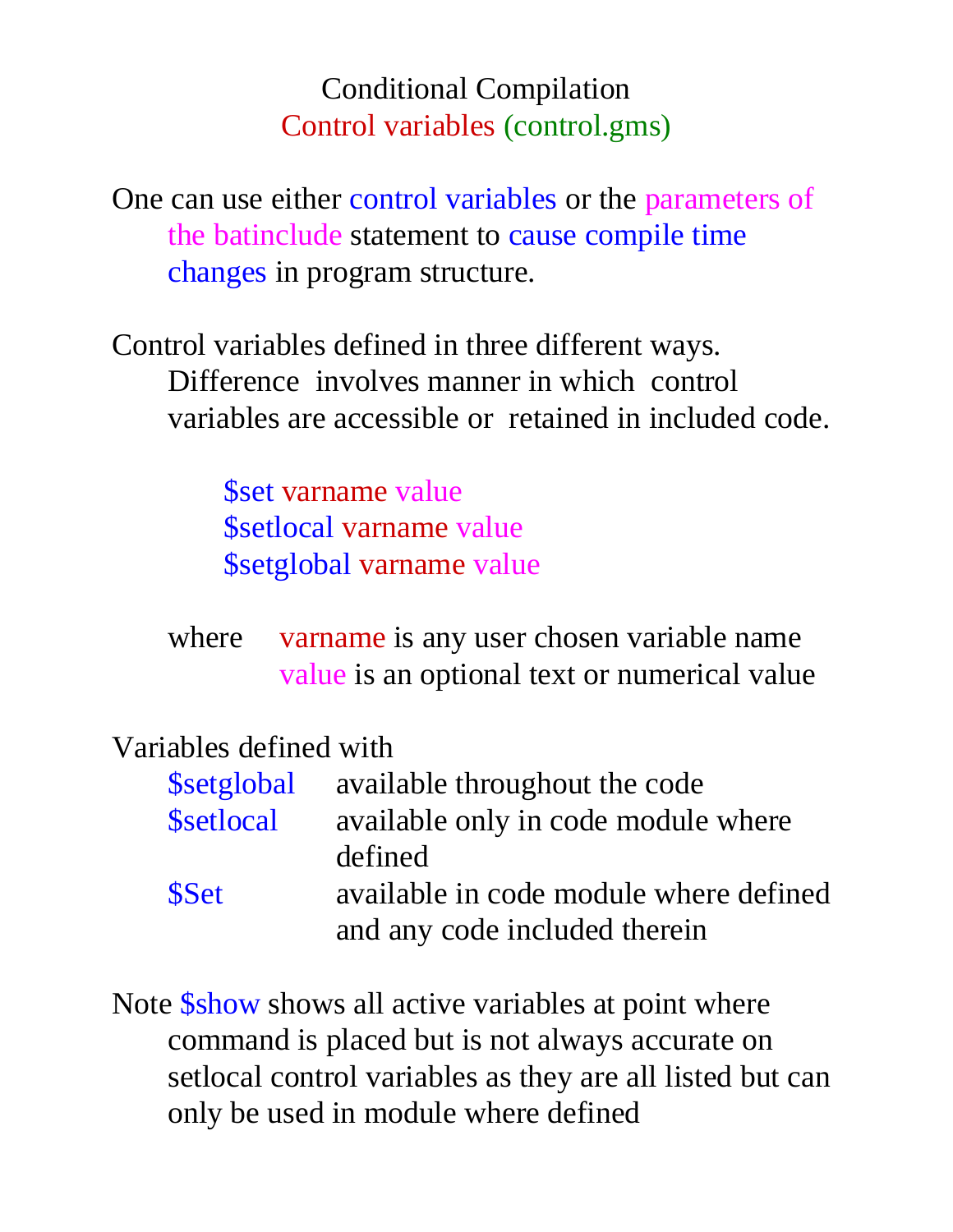# Conditional Compilation
## Control variables (control.gms)

One can use either control variables or the parameters of the batinclude statement to cause compile time changes in program structure.

Control variables defined in three different ways. Difference involves manner in which control variables are accessible or retained in included code.

```
$set varname value
$setlocal varname value
$setglobal varname value
```

where varname is any user chosen variable name
value is an optional text or numerical value

Variables defined with

| | |
|---|---|
| $setglobal | available throughout the code |
| $setlocal | available only in code module where defined |
| $Set | available in code module where defined and any code included therein |

Note $show shows all active variables at point where command is placed but is not always accurate on setlocal control variables as they are all listed but can only be used in module where defined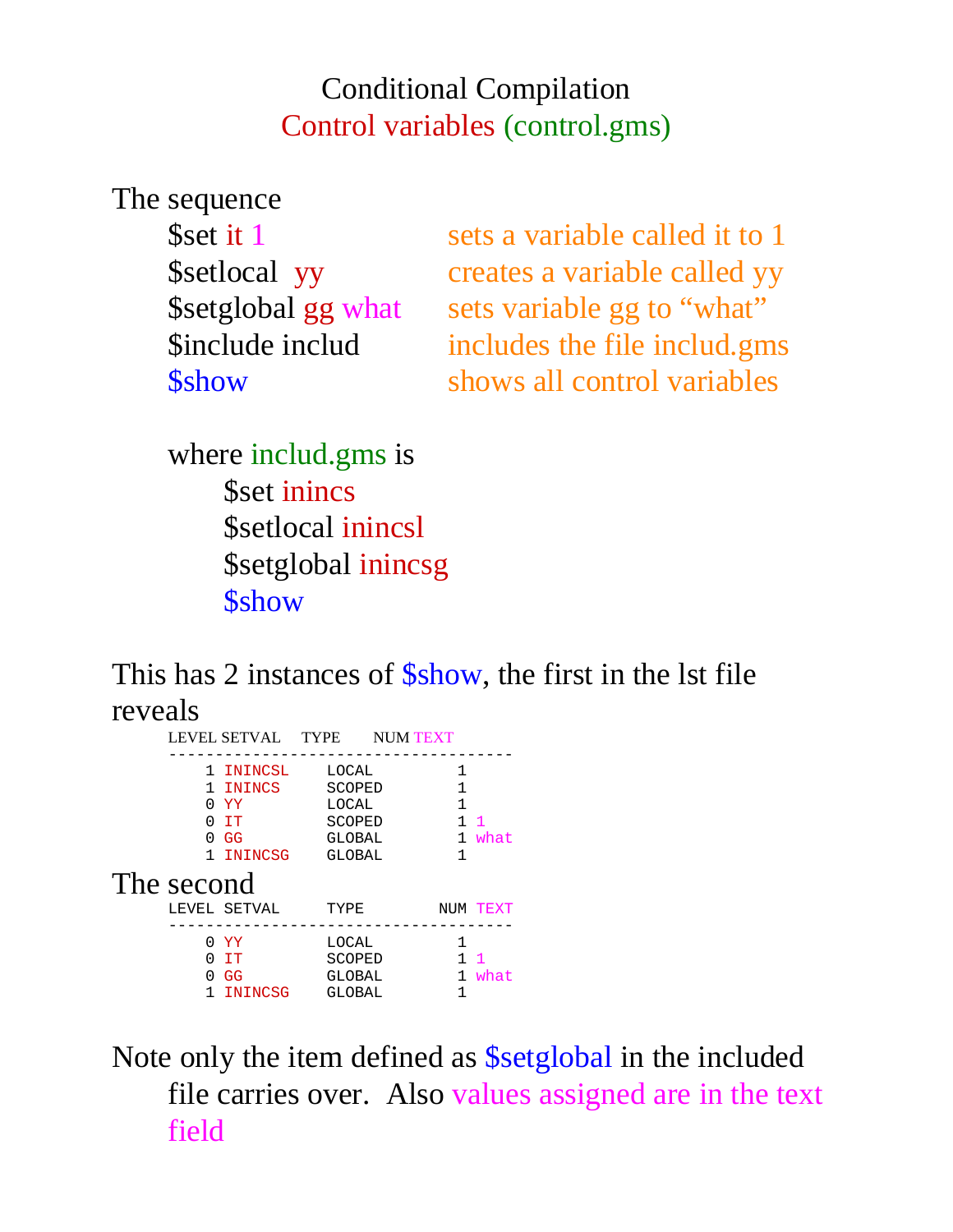# Conditional Compilation
## Control variables (control.gms)

The sequence

| | |
|---|---|
| $set it 1 | sets a variable called it to 1 |
| $setlocal  yy | creates a variable called yy |
| $setglobal gg what | sets variable gg to "what" |
| $include includ | includes the file includ.gms |
| $show | shows all control variables |

where includ.gms is

```
$set inincs
$setlocal inincsl
$setglobal inincsg
$show
```

This has 2 instances of $show, the first in the lst file reveals

```
LEVEL SETVAL    TYPE      NUM TEXT
-------------------------------------
    1 ININCSL    LOCAL         1
    1 ININCS     SCOPED        1
    0 YY         LOCAL         1
    0 IT         SCOPED        1 1
    0 GG         GLOBAL        1 what
    1 ININCSG    GLOBAL        1
```

The second

```
LEVEL SETVAL     TYPE        NUM TEXT
-------------------------------------
    0 YY         LOCAL         1
    0 IT         SCOPED        1 1
    0 GG         GLOBAL        1 what
    1 ININCSG    GLOBAL        1
```

Note only the item defined as $setglobal in the included file carries over.  Also values assigned are in the text field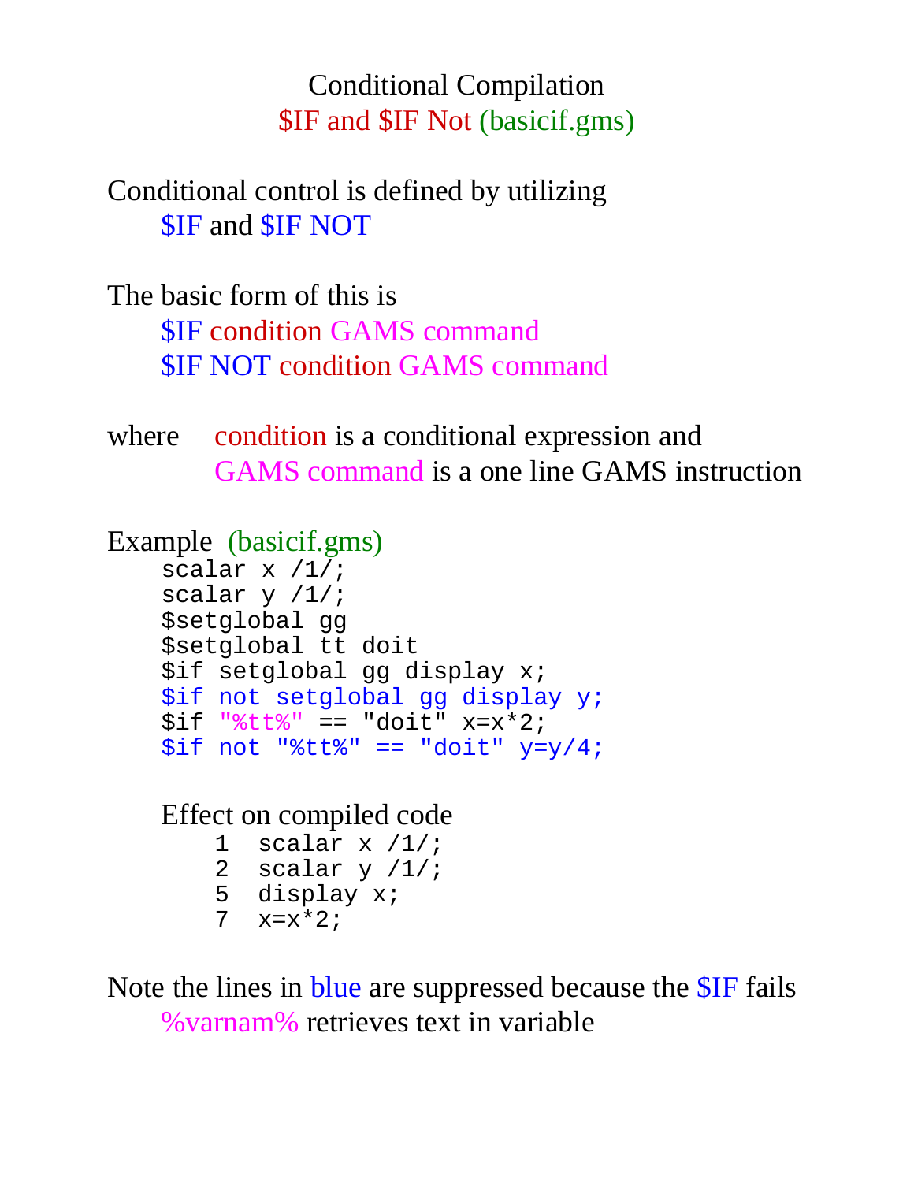# Conditional Compilation
## $IF and $IF Not (basicif.gms)

Conditional control is defined by utilizing
  $IF and $IF NOT

The basic form of this is
  $IF condition GAMS command
  $IF NOT condition GAMS command

where  condition is a conditional expression and
    GAMS command is a one line GAMS instruction

Example (basicif.gms)

```
scalar x /1/;
scalar y /1/;
$setglobal gg
$setglobal tt doit
$if setglobal gg display x;
$if not setglobal gg display y;
$if "%tt%" == "doit" x=x*2;
$if not "%tt%" == "doit" y=y/4;
```

Effect on compiled code

```
1  scalar x /1/;
2  scalar y /1/;
5  display x;
7  x=x*2;
```

Note the lines in blue are suppressed because the $IF fails
  %varnam% retrieves text in variable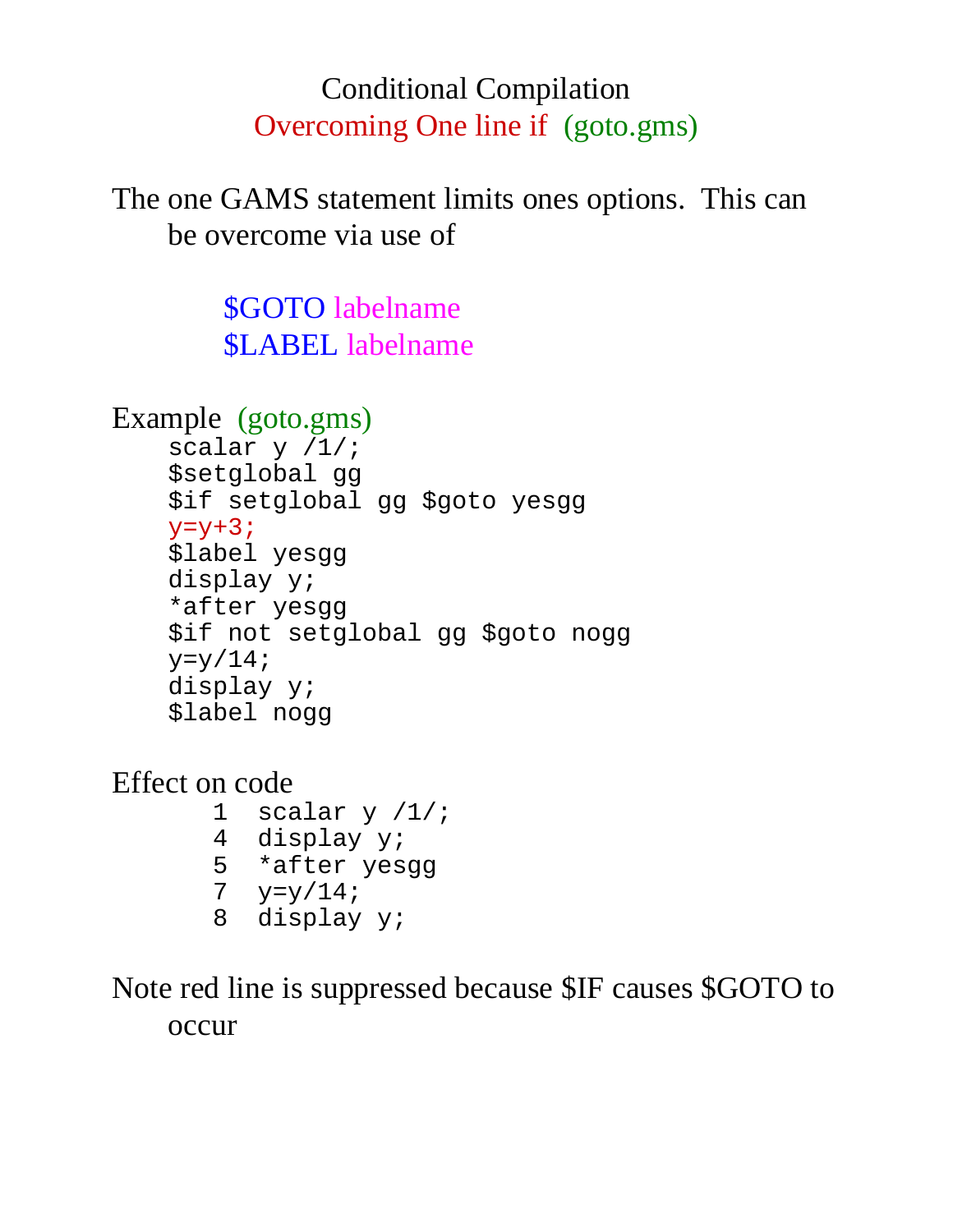# Conditional Compilation

## Overcoming One line if (goto.gms)

The one GAMS statement limits ones options. This can be overcome via use of

$GOTO labelname
$LABEL labelname

Example (goto.gms)

```
scalar y /1/;
$setglobal gg
$if setglobal gg $goto yesgg
y=y+3;
$label yesgg
display y;
*after yesgg
$if not setglobal gg $goto nogg
y=y/14;
display y;
$label nogg
```

Effect on code

```
1  scalar y /1/;
4  display y;
5  *after yesgg
7  y=y/14;
8  display y;
```

Note red line is suppressed because $IF causes $GOTO to occur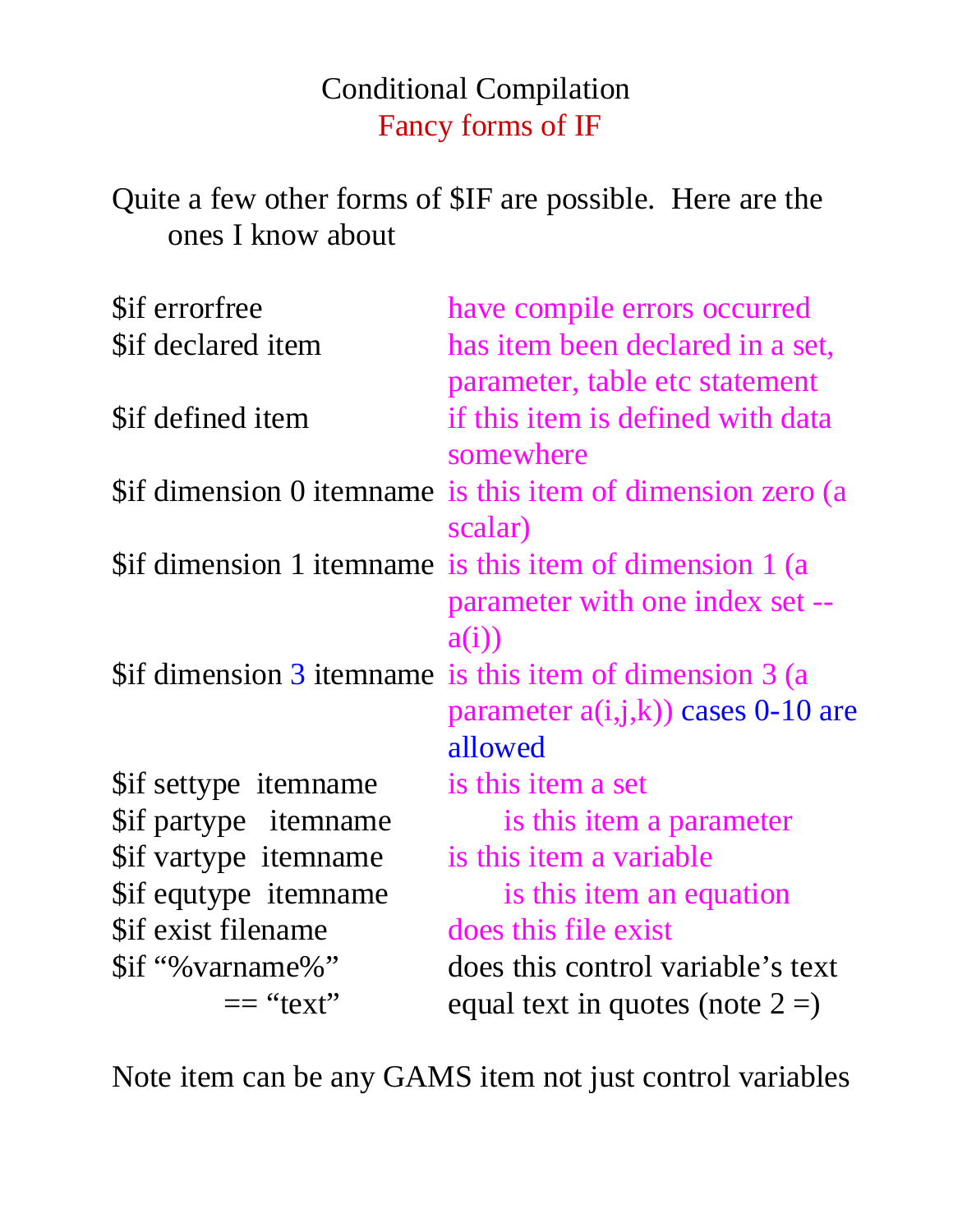# Conditional Compilation

## Fancy forms of IF

Quite a few other forms of $IF are possible. Here are the ones I know about

| | |
|---|---|
| $if errorfree | have compile errors occurred |
| $if declared item | has item been declared in a set, parameter, table etc statement |
| $if defined item | if this item is defined with data somewhere |
| $if dimension 0 itemname | is this item of dimension zero (a scalar) |
| $if dimension 1 itemname | is this item of dimension 1 (a parameter with one index set -- a(i)) |
| $if dimension 3 itemname | is this item of dimension 3 (a parameter a(i,j,k)) cases 0-10 are allowed |
| $if settype itemname | is this item a set |
| $if partype itemname | is this item a parameter |
| $if vartype itemname | is this item a variable |
| $if equtype itemname | is this item an equation |
| $if exist filename | does this file exist |
| $if "%varname%" == "text" | does this control variable's text equal text in quotes (note 2 =) |

Note item can be any GAMS item not just control variables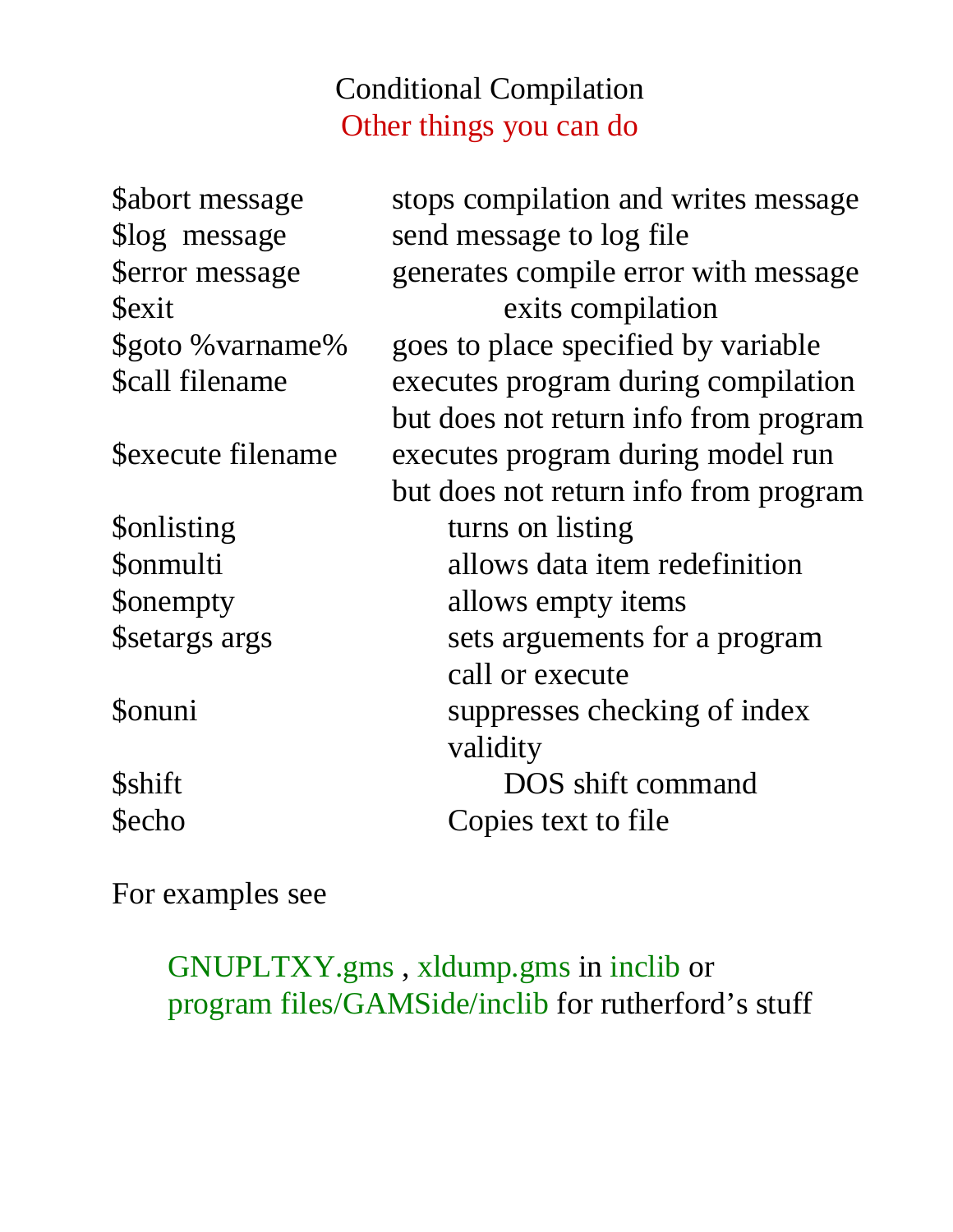# Conditional Compilation

## Other things you can do

| | |
|---|---|
| $abort message | stops compilation and writes message |
| $log  message | send message to log file |
| $error message | generates compile error with message |
| $exit | exits compilation |
| $goto %varname% | goes to place specified by variable |
| $call filename | executes program during compilation but does not return info from program |
| $execute filename | executes program during model run but does not return info from program |
| $onlisting | turns on listing |
| $onmulti | allows data item redefinition |
| $onempty | allows empty items |
| $setargs args | sets arguements for a program call or execute |
| $onuni | suppresses checking of index validity |
| $shift | DOS shift command |
| $echo | Copies text to file |

For examples see

GNUPLTXY.gms , xldump.gms in inclib or program files/GAMSide/inclib for rutherford's stuff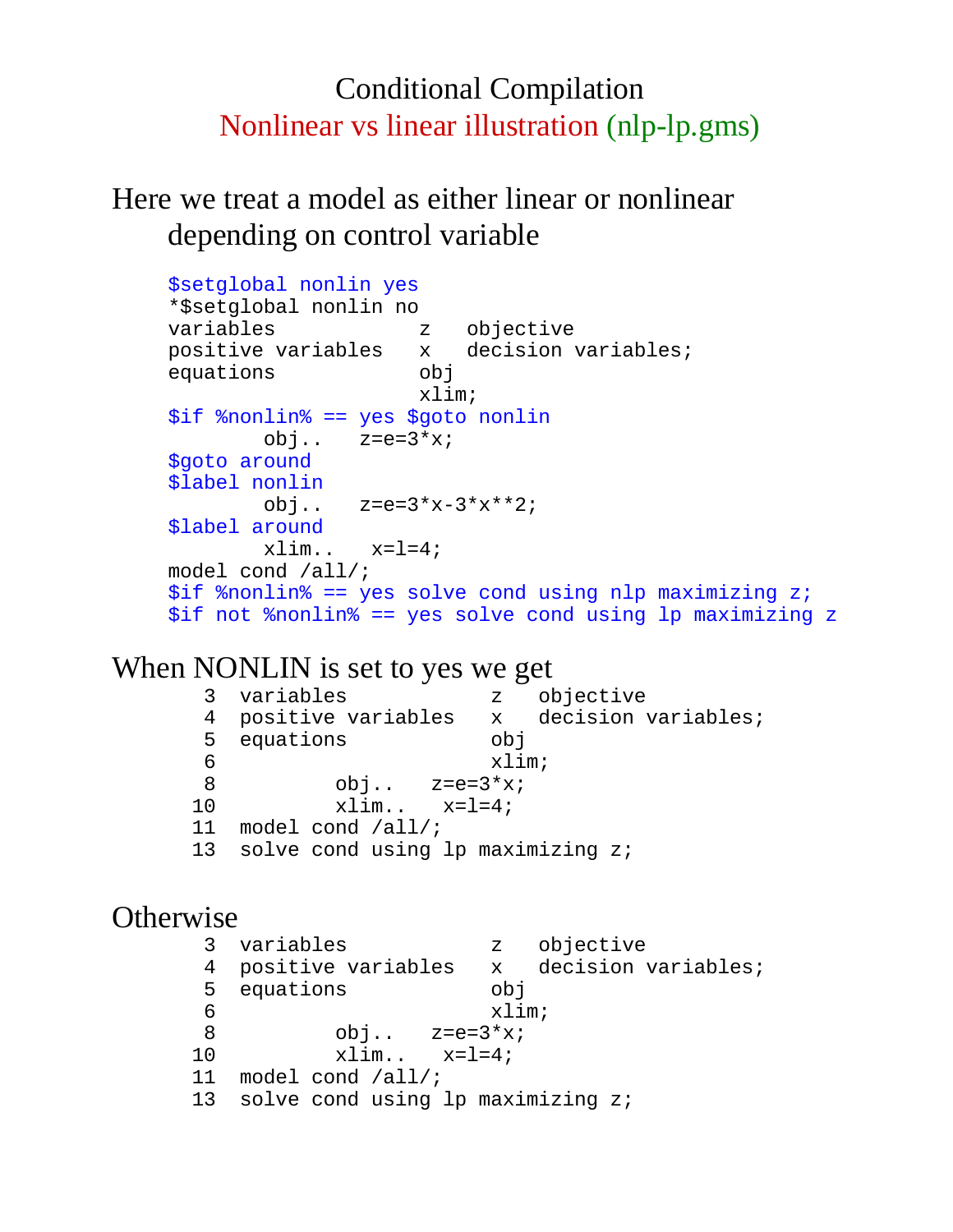# Conditional Compilation

## Nonlinear vs linear illustration (nlp-lp.gms)

Here we treat a model as either linear or nonlinear depending on control variable

```
$setglobal nonlin yes
*$setglobal nonlin no
variables           z   objective
positive variables  x   decision variables;
equations           obj
                    xlim;
$if %nonlin% == yes $goto nonlin
        obj..   z=e=3*x;
$goto around
$label nonlin
        obj..   z=e=3*x-3*x**2;
$label around
        xlim..   x=l=4;
model cond /all/;
$if %nonlin% == yes solve cond using nlp maximizing z;
$if not %nonlin% == yes solve cond using lp maximizing z
```

When NONLIN is set to yes we get

```
  3  variables           z   objective
  4  positive variables  x   decision variables;
  5  equations           obj
  6                      xlim;
  8          obj..   z=e=3*x;
 10          xlim..   x=l=4;
 11  model cond /all/;
 13  solve cond using lp maximizing z;
```

Otherwise

```
  3  variables           z   objective
  4  positive variables  x   decision variables;
  5  equations           obj
  6                      xlim;
  8          obj..   z=e=3*x;
 10          xlim..   x=l=4;
 11  model cond /all/;
 13  solve cond using lp maximizing z;
```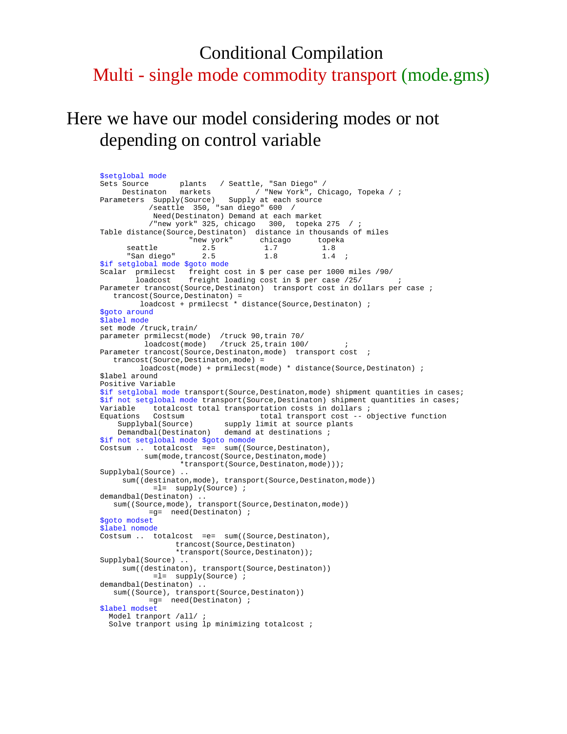# Conditional Compilation

## Multi - single mode commodity transport (mode.gms)

Here we have our model considering modes or not depending on control variable

```
$setglobal mode
Sets Source       plants   / Seattle, "San Diego" /
     Destinaton   markets          / "New York", Chicago, Topeka / ;
Parameters  Supply(Source)   Supply at each source
           /seattle  350, "san diego" 600  /
            Need(Destinaton) Demand at each market
           /"new york" 325, chicago   300,  topeka 275  / ;
Table distance(Source,Destinaton)  distance in thousands of miles
                    "new york"      chicago      topeka
      seattle          2.5           1.7          1.8
      "San diego"      2.5           1.8          1.4  ;
$if setglobal mode $goto mode
Scalar  prmilecst   freight cost in $ per case per 1000 miles /90/
        loadcost    freight loading cost in $ per case /25/        ;
Parameter trancost(Source,Destinaton)  transport cost in dollars per case ;
   trancost(Source,Destinaton) =
         loadcost + prmilecst * distance(Source,Destinaton) ;
$goto around
$label mode
set mode /truck,train/
parameter prmilecst(mode)  /truck 90,train 70/
          loadcost(mode)   /truck 25,train 100/        ;
Parameter trancost(Source,Destinaton,mode)  transport cost  ;
   trancost(Source,Destinaton,mode) =
         loadcost(mode) + prmilecst(mode) * distance(Source,Destinaton) ;
$label around
Positive Variable
$if setglobal mode transport(Source,Destinaton,mode) shipment quantities in cases;
$if not setglobal mode transport(Source,Destinaton) shipment quantities in cases;
Variable    totalcost total transportation costs in dollars ;
Equations   Costsum                total transport cost -- objective function
    Supplybal(Source)       supply limit at source plants
    Demandbal(Destinaton)   demand at destinations ;
$if not setglobal mode $goto nomode
Costsum ..  totalcost  =e=  sum((Source,Destinaton),
          sum(mode,trancost(Source,Destinaton,mode)
                  *transport(Source,Destinaton,mode)));
Supplybal(Source) ..
     sum((destinaton,mode), transport(Source,Destinaton,mode))
            =l=  supply(Source) ;
demandbal(Destinaton) ..
   sum((Source,mode), transport(Source,Destinaton,mode))
           =g=  need(Destinaton) ;
$goto modset
$label nomode
Costsum ..  totalcost  =e=  sum((Source,Destinaton),
                 trancost(Source,Destinaton)
                 *transport(Source,Destinaton));
Supplybal(Source) ..
     sum((destinaton), transport(Source,Destinaton))
            =l=  supply(Source) ;
demandbal(Destinaton) ..
   sum((Source), transport(Source,Destinaton))
           =g=  need(Destinaton) ;
$label modset
  Model tranport /all/ ;
  Solve tranport using lp minimizing totalcost ;
```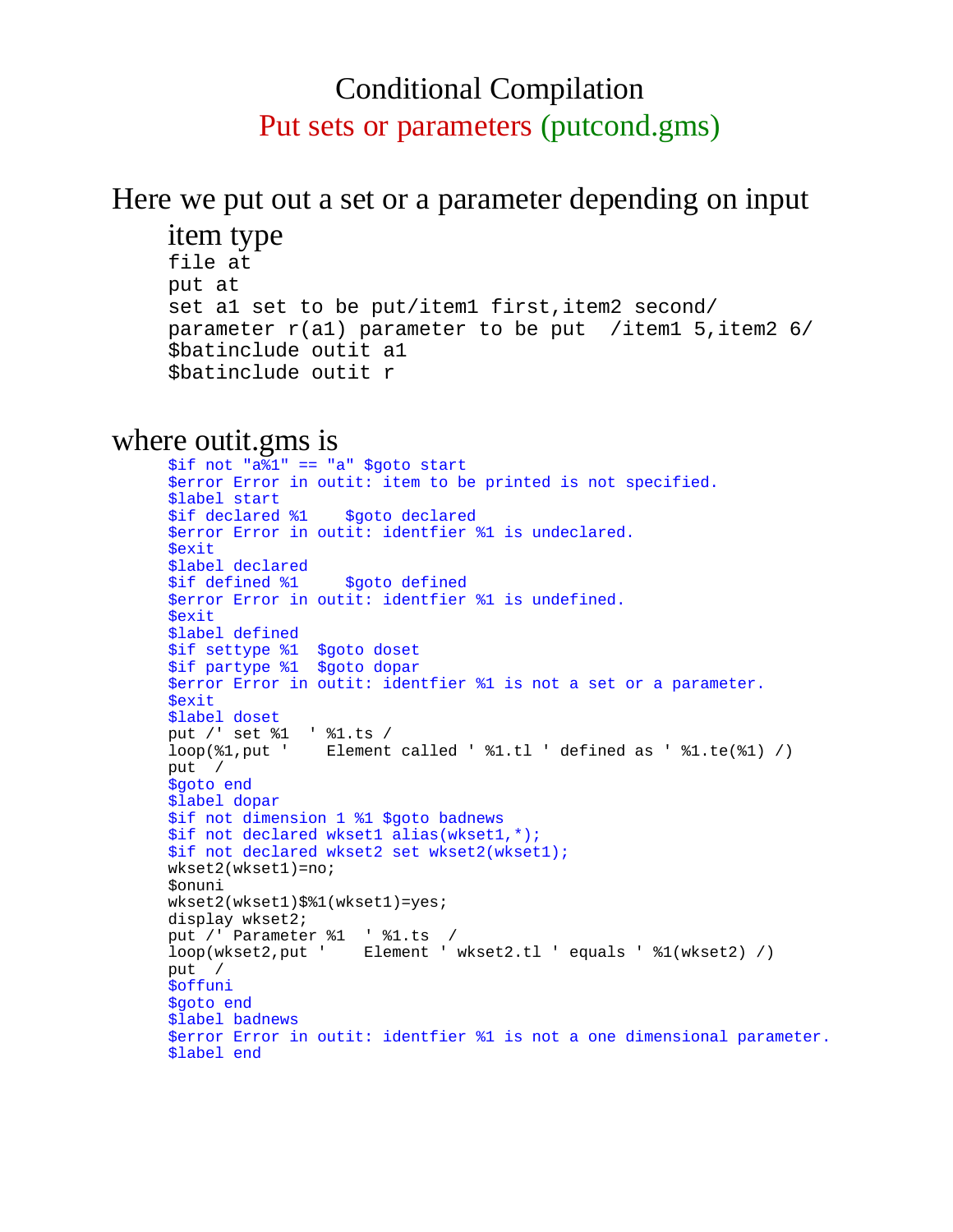# Conditional Compilation

## Put sets or parameters (putcond.gms)

Here we put out a set or a parameter depending on input item type

```
file at
put at
set a1 set to be put/item1 first,item2 second/
parameter r(a1) parameter to be put  /item1 5,item2 6/
$batinclude outit a1
$batinclude outit r
```

where outit.gms is

```
$if not "a%1" == "a" $goto start
$error Error in outit: item to be printed is not specified.
$label start
$if declared %1    $goto declared
$error Error in outit: identfier %1 is undeclared.
$exit
$label declared
$if defined %1     $goto defined
$error Error in outit: identfier %1 is undefined.
$exit
$label defined
$if settype %1  $goto doset
$if partype %1  $goto dopar
$error Error in outit: identfier %1 is not a set or a parameter.
$exit
$label doset
put /' set %1  ' %1.ts /
loop(%1,put '    Element called ' %1.tl ' defined as ' %1.te(%1) /)
put  /
$goto end
$label dopar
$if not dimension 1 %1 $goto badnews
$if not declared wkset1 alias(wkset1,*);
$if not declared wkset2 set wkset2(wkset1);
wkset2(wkset1)=no;
$onuni
wkset2(wkset1)$%1(wkset1)=yes;
display wkset2;
put /' Parameter %1  ' %1.ts  /
loop(wkset2,put '    Element ' wkset2.tl ' equals ' %1(wkset2) /)
put  /
$offuni
$goto end
$label badnews
$error Error in outit: identfier %1 is not a one dimensional parameter.
$label end
```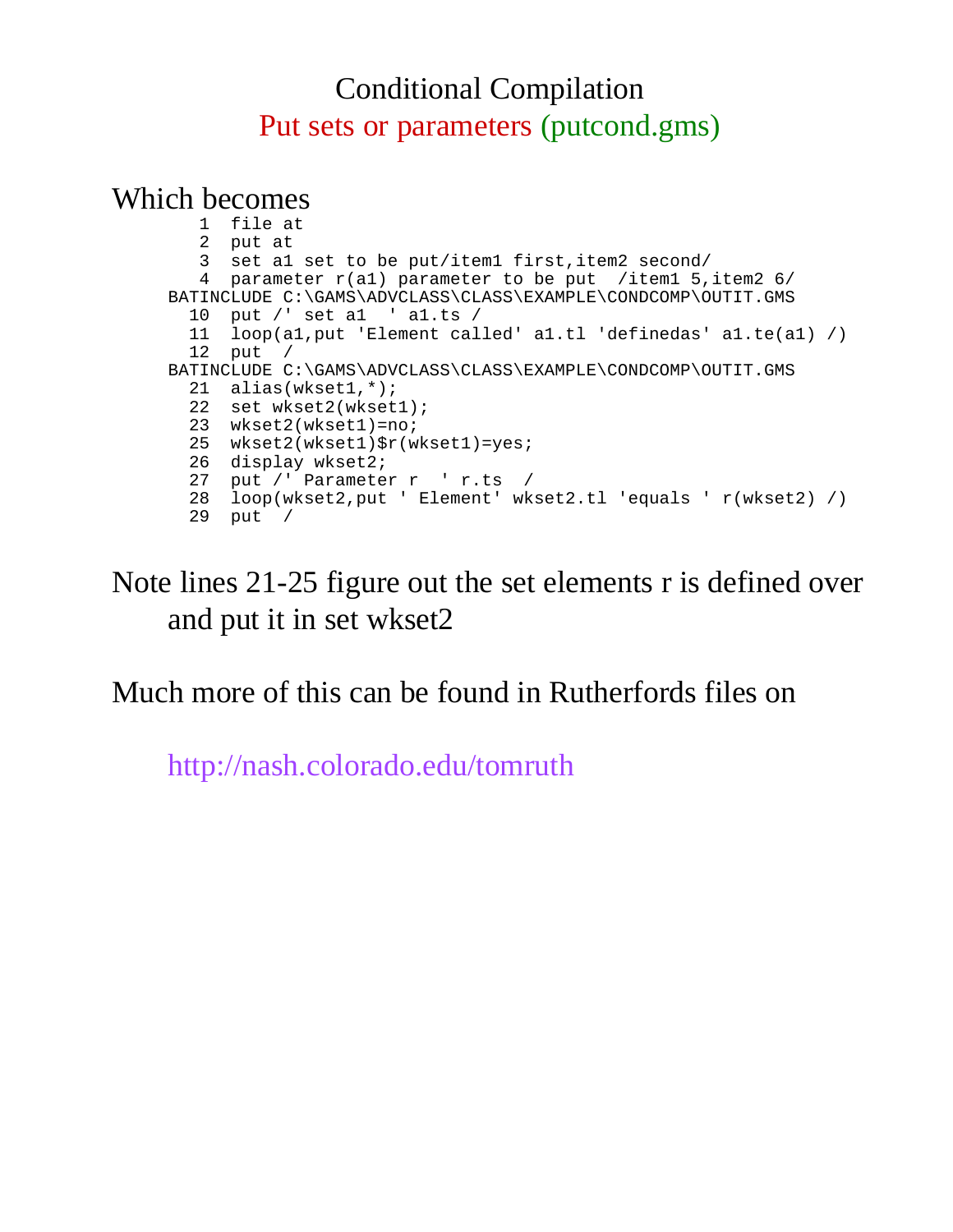# Conditional Compilation

## Put sets or parameters (putcond.gms)

Which becomes

```
   1  file at
   2  put at
   3  set a1 set to be put/item1 first,item2 second/
   4  parameter r(a1) parameter to be put  /item1 5,item2 6/
BATINCLUDE C:\GAMS\ADVCLASS\CLASS\EXAMPLE\CONDCOMP\OUTIT.GMS
  10  put /' set a1  ' a1.ts /
  11  loop(a1,put 'Element called' a1.tl 'definedas' a1.te(a1) /)
  12  put  /
BATINCLUDE C:\GAMS\ADVCLASS\CLASS\EXAMPLE\CONDCOMP\OUTIT.GMS
  21  alias(wkset1,*);
  22  set wkset2(wkset1);
  23  wkset2(wkset1)=no;
  25  wkset2(wkset1)$r(wkset1)=yes;
  26  display wkset2;
  27  put /' Parameter r  ' r.ts  /
  28  loop(wkset2,put ' Element' wkset2.tl 'equals ' r(wkset2) /)
  29  put  /
```

Note lines 21-25 figure out the set elements r is defined over and put it in set wkset2

Much more of this can be found in Rutherfords files on

http://nash.colorado.edu/tomruth